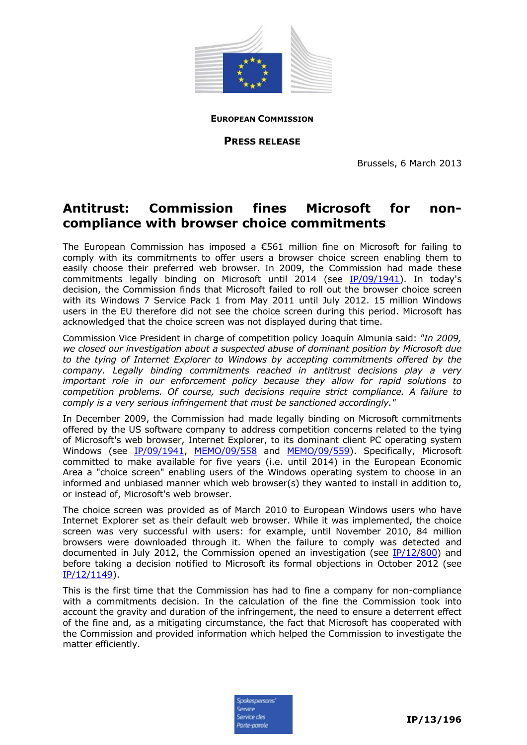**EUROPEAN COMMISSION**

**PRESS RELEASE**

Brussels, 6 March 2013

# Antitrust: Commission fines Microsoft for non-compliance with browser choice commitments

The European Commission has imposed a €561 million fine on Microsoft for failing to comply with its commitments to offer users a browser choice screen enabling them to easily choose their preferred web browser. In 2009, the Commission had made these commitments legally binding on Microsoft until 2014 (see IP/09/1941). In today's decision, the Commission finds that Microsoft failed to roll out the browser choice screen with its Windows 7 Service Pack 1 from May 2011 until July 2012. 15 million Windows users in the EU therefore did not see the choice screen during this period. Microsoft has acknowledged that the choice screen was not displayed during that time.

Commission Vice President in charge of competition policy Joaquín Almunia said: *"In 2009, we closed our investigation about a suspected abuse of dominant position by Microsoft due to the tying of Internet Explorer to Windows by accepting commitments offered by the company. Legally binding commitments reached in antitrust decisions play a very important role in our enforcement policy because they allow for rapid solutions to competition problems. Of course, such decisions require strict compliance. A failure to comply is a very serious infringement that must be sanctioned accordingly."*

In December 2009, the Commission had made legally binding on Microsoft commitments offered by the US software company to address competition concerns related to the tying of Microsoft's web browser, Internet Explorer, to its dominant client PC operating system Windows (see IP/09/1941, MEMO/09/558 and MEMO/09/559). Specifically, Microsoft committed to make available for five years (i.e. until 2014) in the European Economic Area a "choice screen" enabling users of the Windows operating system to choose in an informed and unbiased manner which web browser(s) they wanted to install in addition to, or instead of, Microsoft's web browser.

The choice screen was provided as of March 2010 to European Windows users who have Internet Explorer set as their default web browser. While it was implemented, the choice screen was very successful with users: for example, until November 2010, 84 million browsers were downloaded through it. When the failure to comply was detected and documented in July 2012, the Commission opened an investigation (see IP/12/800) and before taking a decision notified to Microsoft its formal objections in October 2012 (see IP/12/1149).

This is the first time that the Commission has had to fine a company for non-compliance with a commitments decision. In the calculation of the fine the Commission took into account the gravity and duration of the infringement, the need to ensure a deterrent effect of the fine and, as a mitigating circumstance, the fact that Microsoft has cooperated with the Commission and provided information which helped the Commission to investigate the matter efficiently.

IP/13/196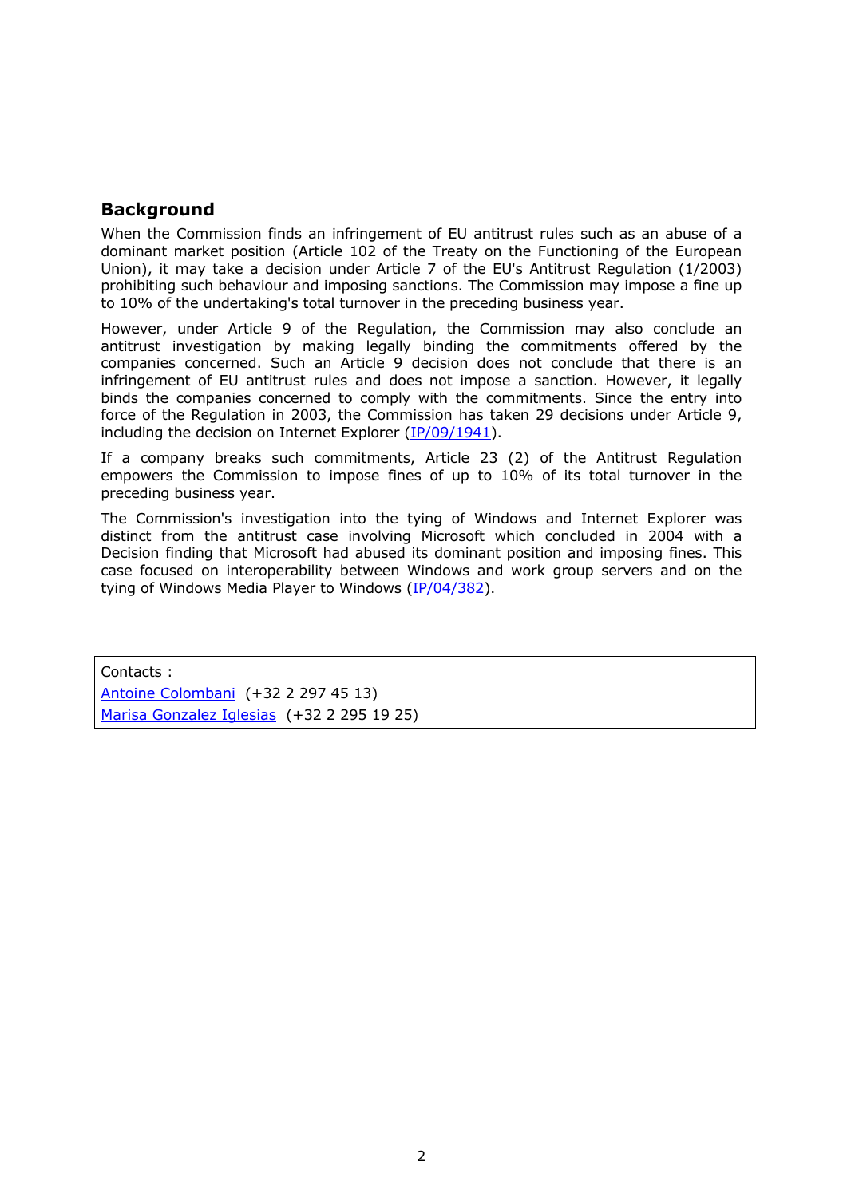## Background

When the Commission finds an infringement of EU antitrust rules such as an abuse of a dominant market position (Article 102 of the Treaty on the Functioning of the European Union), it may take a decision under Article 7 of the EU's Antitrust Regulation (1/2003) prohibiting such behaviour and imposing sanctions. The Commission may impose a fine up to 10% of the undertaking's total turnover in the preceding business year.

However, under Article 9 of the Regulation, the Commission may also conclude an antitrust investigation by making legally binding the commitments offered by the companies concerned. Such an Article 9 decision does not conclude that there is an infringement of EU antitrust rules and does not impose a sanction. However, it legally binds the companies concerned to comply with the commitments. Since the entry into force of the Regulation in 2003, the Commission has taken 29 decisions under Article 9, including the decision on Internet Explorer (IP/09/1941).

If a company breaks such commitments, Article 23 (2) of the Antitrust Regulation empowers the Commission to impose fines of up to 10% of its total turnover in the preceding business year.

The Commission's investigation into the tying of Windows and Internet Explorer was distinct from the antitrust case involving Microsoft which concluded in 2004 with a Decision finding that Microsoft had abused its dominant position and imposing fines. This case focused on interoperability between Windows and work group servers and on the tying of Windows Media Player to Windows (IP/04/382).

Contacts :
Antoine Colombani (+32 2 297 45 13)
Marisa Gonzalez Iglesias (+32 2 295 19 25)